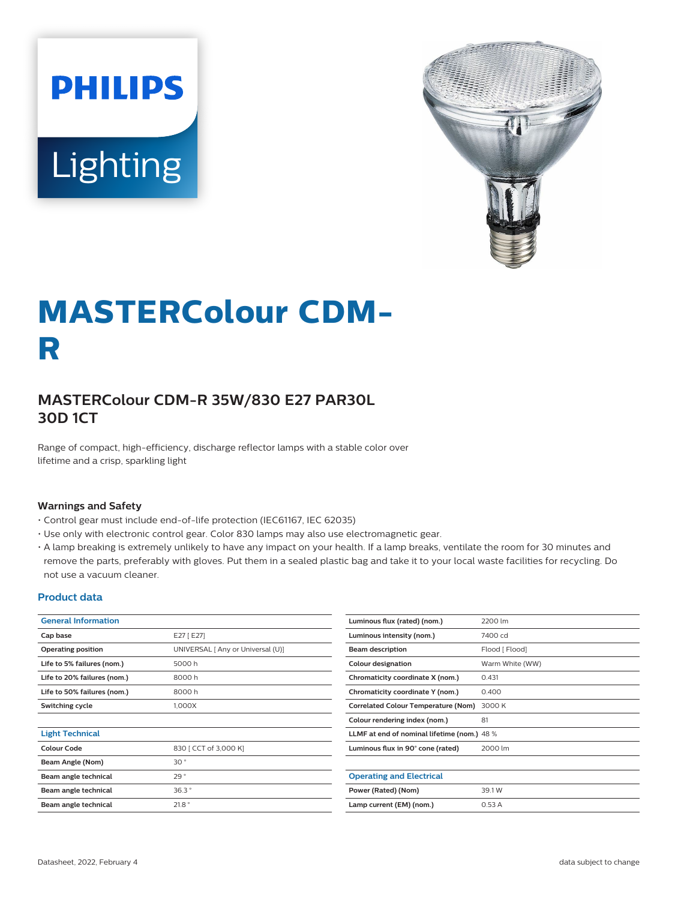# MASTERColour CDM-R

## MASTERColour CDM-R 35W/830 E27 PAR30L 30D 1CT

Range of compact, high-efficiency, discharge reflector lamps with a stable color over lifetime and a crisp, sparkling light

### Warnings and Safety

- Control gear must include end-of-life protection (IEC61167, IEC 62035)
- Use only with electronic control gear. Color 830 lamps may also use electromagnetic gear.
- A lamp breaking is extremely unlikely to have any impact on your health. If a lamp breaks, ventilate the room for 30 minutes and remove the parts, preferably with gloves. Put them in a sealed plastic bag and take it to your local waste facilities for recycling. Do not use a vacuum cleaner.

### Product data

| General Information | |
|---|---|
| **Cap base** | E27 [ E27] |
| **Operating position** | UNIVERSAL [ Any or Universal (U)] |
| **Life to 5% failures (nom.)** | 5000 h |
| **Life to 20% failures (nom.)** | 8000 h |
| **Life to 50% failures (nom.)** | 8000 h |
| **Switching cycle** | 1,000X |

| Light Technical | |
|---|---|
| **Colour Code** | 830 [ CCT of 3,000 K] |
| **Beam Angle (Nom)** | 30 ° |
| **Beam angle technical** | 29 ° |
| **Beam angle technical** | 36.3 ° |
| **Beam angle technical** | 21.8 ° |
| **Luminous flux (rated) (nom.)** | 2200 lm |
| **Luminous intensity (nom.)** | 7400 cd |
| **Beam description** | Flood [ Flood] |
| **Colour designation** | Warm White (WW) |
| **Chromaticity coordinate X (nom.)** | 0.431 |
| **Chromaticity coordinate Y (nom.)** | 0.400 |
| **Correlated Colour Temperature (Nom)** | 3000 K |
| **Colour rendering index (nom.)** | 81 |
| **LLMF at end of nominal lifetime (nom.)** | 48 % |
| **Luminous flux in 90° cone (rated)** | 2000 lm |

| Operating and Electrical | |
|---|---|
| **Power (Rated) (Nom)** | 39.1 W |
| **Lamp current (EM) (nom.)** | 0.53 A |

Datasheet, 2022, February 4 data subject to change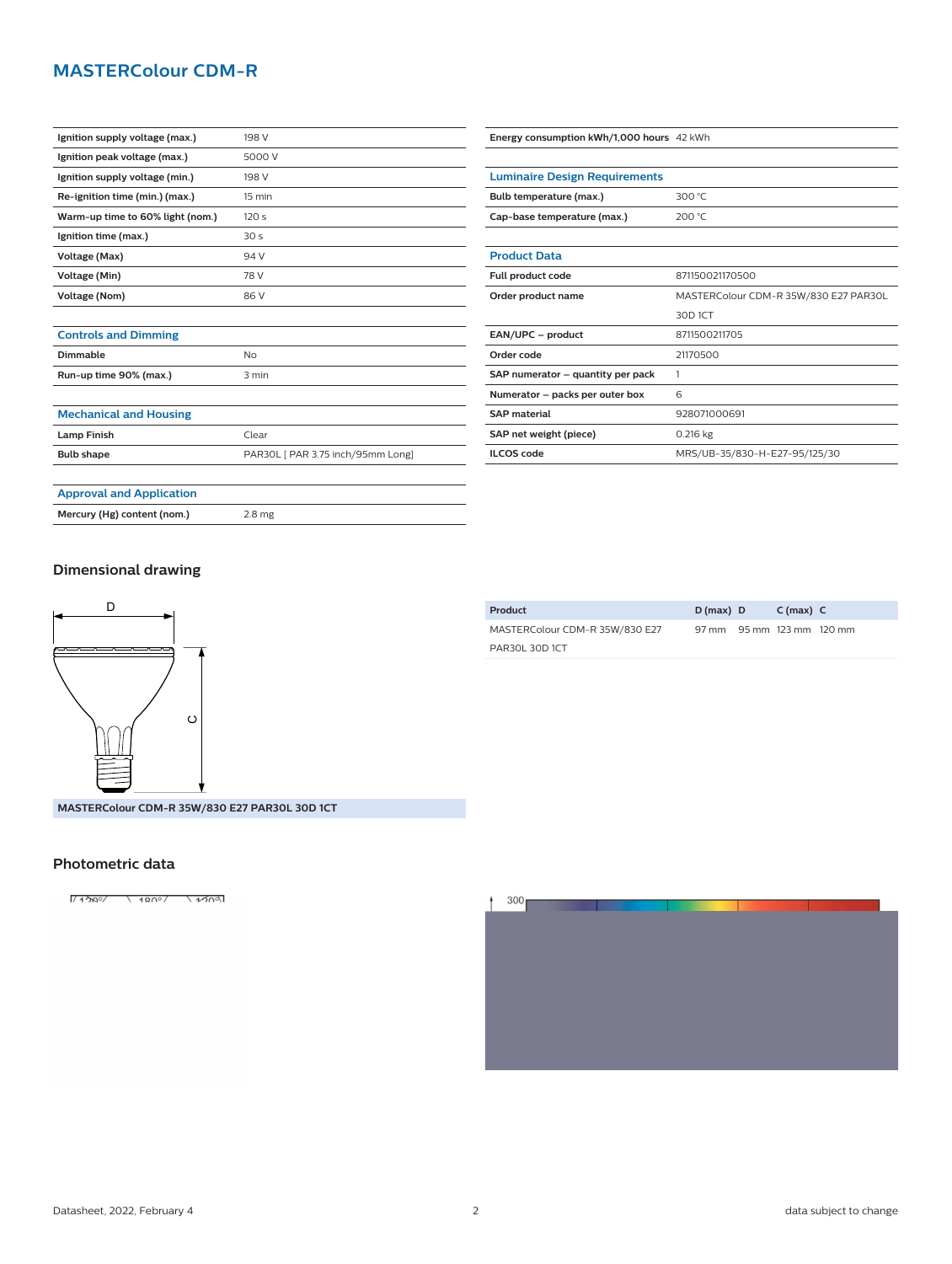# MASTERColour CDM-R

| | |
|---|---|
| Ignition supply voltage (max.) | 198 V |
| Ignition peak voltage (max.) | 5000 V |
| Ignition supply voltage (min.) | 198 V |
| Re-ignition time (min.) (max.) | 15 min |
| Warm-up time to 60% light (nom.) | 120 s |
| Ignition time (max.) | 30 s |
| Voltage (Max) | 94 V |
| Voltage (Min) | 78 V |
| Voltage (Nom) | 86 V |

### Controls and Dimming

| | |
|---|---|
| Dimmable | No |
| Run-up time 90% (max.) | 3 min |

### Mechanical and Housing

| | |
|---|---|
| Lamp Finish | Clear |
| Bulb shape | PAR30L [ PAR 3.75 inch/95mm Long] |

### Approval and Application

| | |
|---|---|
| Mercury (Hg) content (nom.) | 2.8 mg |

| | |
|---|---|
| Energy consumption kWh/1,000 hours | 42 kWh |

### Luminaire Design Requirements

| | |
|---|---|
| Bulb temperature (max.) | 300 °C |
| Cap-base temperature (max.) | 200 °C |

### Product Data

| | |
|---|---|
| Full product code | 871150021170500 |
| Order product name | MASTERColour CDM-R 35W/830 E27 PAR30L 30D 1CT |
| EAN/UPC – product | 8711500211705 |
| Order code | 21170500 |
| SAP numerator – quantity per pack | 1 |
| Numerator – packs per outer box | 6 |
| SAP material | 928071000691 |
| SAP net weight (piece) | 0.216 kg |
| ILCOS code | MRS/UB-35/830-H-E27-95/125/30 |

## Dimensional drawing

MASTERColour CDM-R 35W/830 E27 PAR30L 30D 1CT

| Product | D (max) | D | C (max) | C |
|---|---|---|---|---|
| MASTERColour CDM-R 35W/830 E27 PAR30L 30D 1CT | 97 mm | 95 mm | 123 mm | 120 mm |

## Photometric data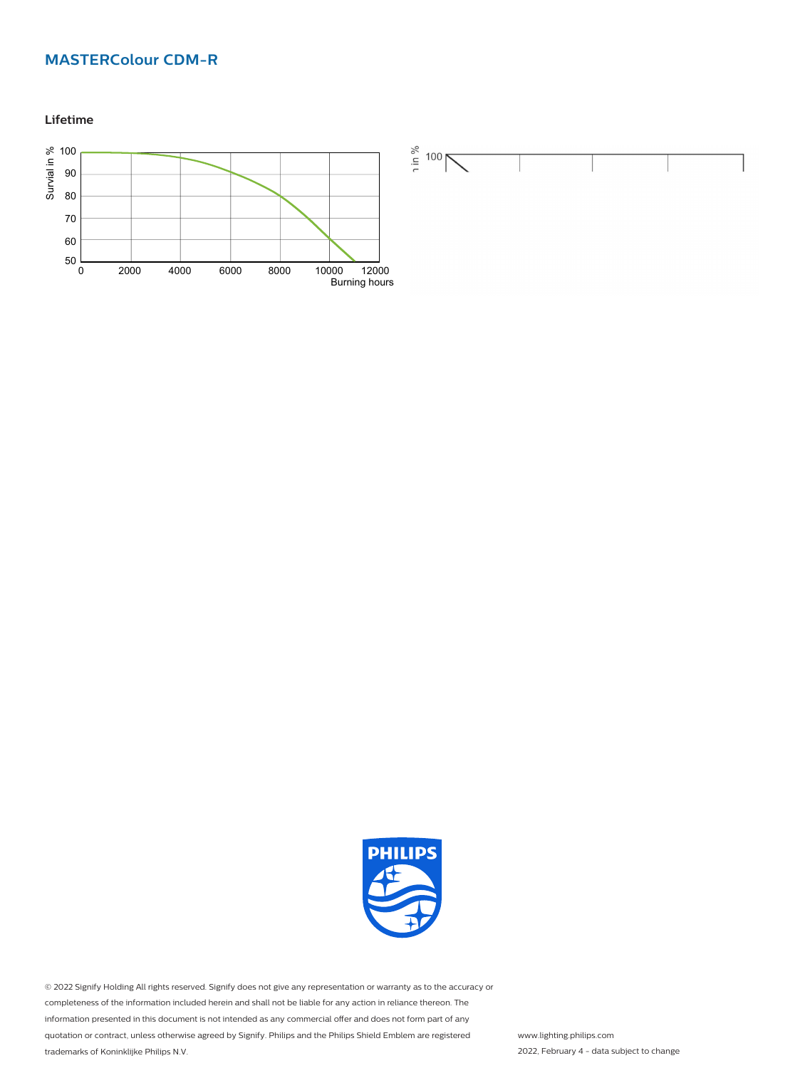## MASTERColour CDM-R

### Lifetime

Survial in %
100
90
80
70
60
50
0
2000
4000
6000
8000
10000
12000
Burning hours

n in %
100

© 2022 Signify Holding All rights reserved. Signify does not give any representation or warranty as to the accuracy or completeness of the information included herein and shall not be liable for any action in reliance thereon. The information presented in this document is not intended as any commercial offer and does not form part of any quotation or contract, unless otherwise agreed by Signify. Philips and the Philips Shield Emblem are registered trademarks of Koninklijke Philips N.V.

www.lighting.philips.com
2022, February 4 - data subject to change